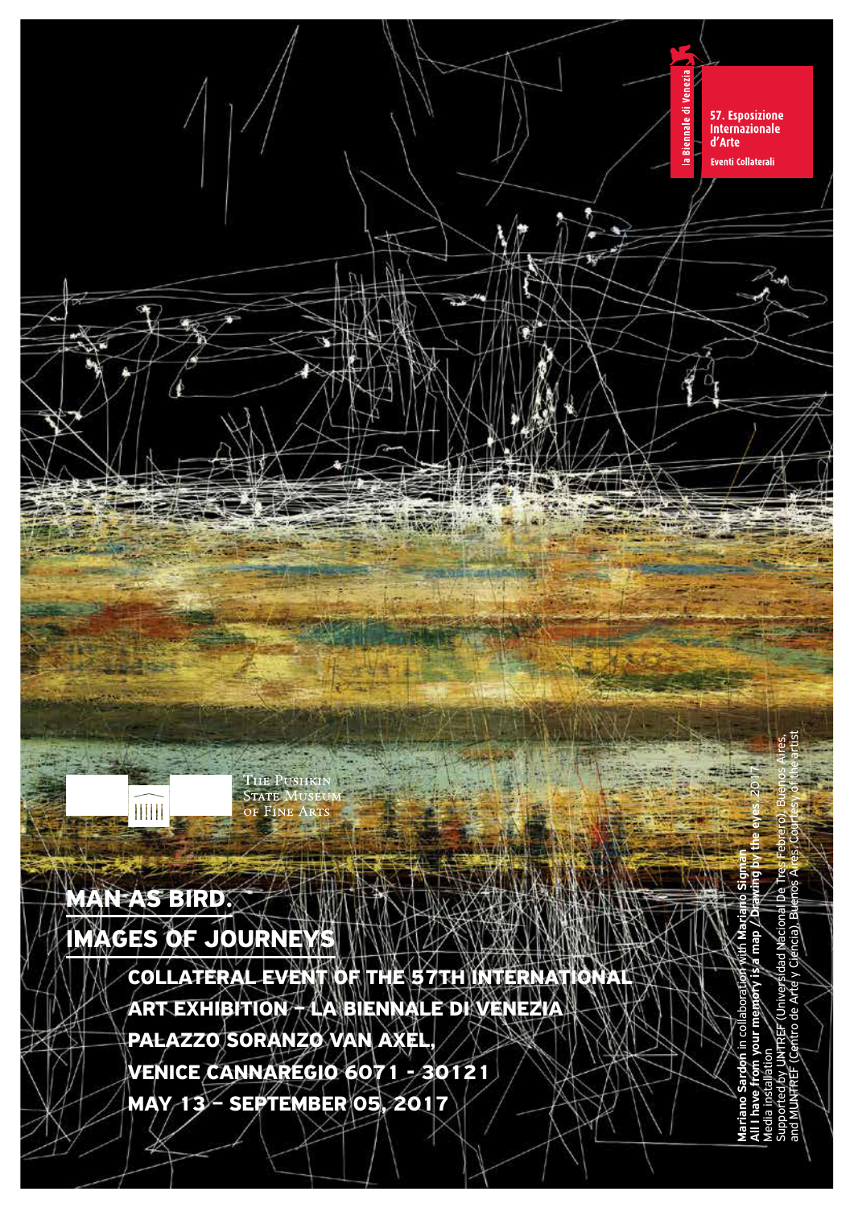la Biennale di Venezia

57. Esposizione Internazionale d'Arte

Eventi Collaterali

The Pushkin State Museum of Fine Arts

# MAN AS BIRD. IMAGES OF JOURNEYS

**COLLATERAL EVENT OF THE 57TH INTERNATIONAL ART EXHIBITION – LA BIENNALE DI VENEZIA**

**PALAZZO SORANZO VAN AXEL, VENICE CANNAREGIO 6071 - 30121**

**MAY 13 – SEPTEMBER 05, 2017**

**Mariano Sardon** in collaboration with **Mariano Sigman**
**All I have from your memory is a map / Drawing by the eyes**. 2017
Media installation
Supported by UNTREF (Universidad Nacional De Tres Febrero), Buenos Aires, and MUNTREF (Centro de Arte y Ciencia), Buenos Aires. Courtesy of the artist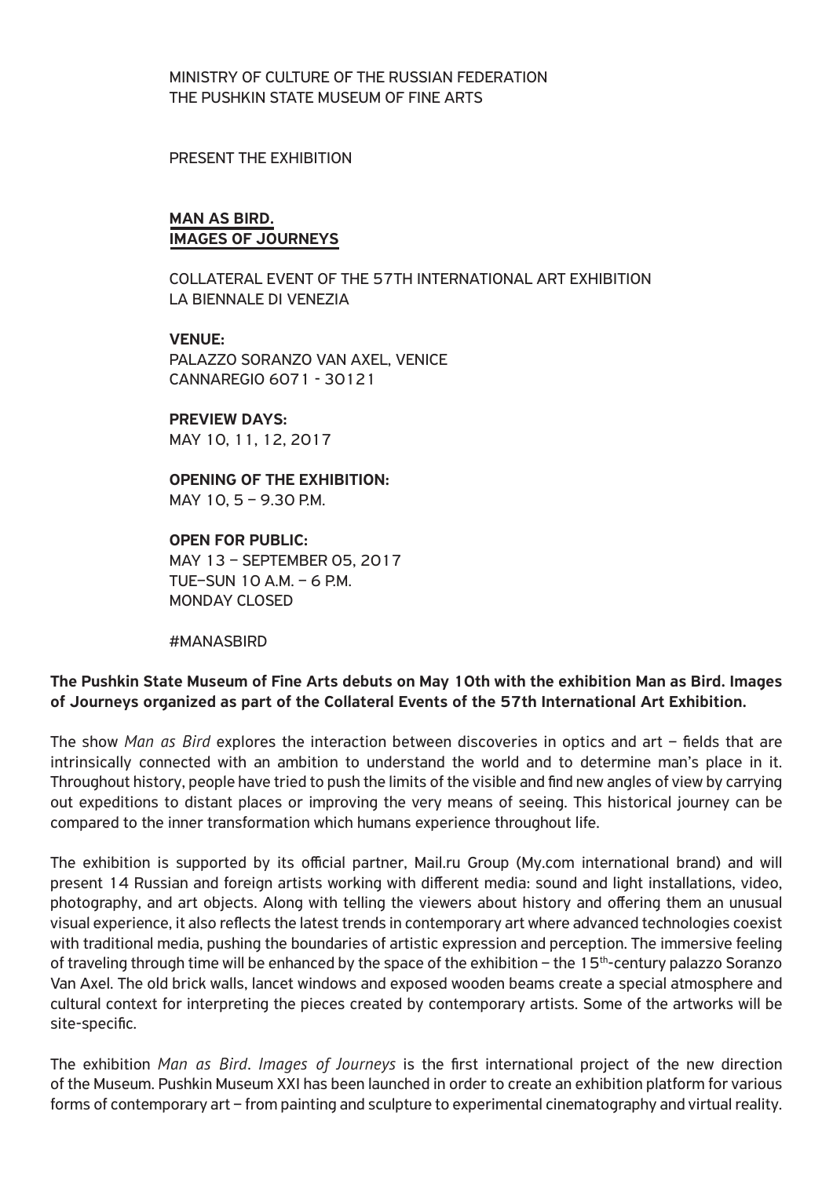MINISTRY OF CULTURE OF THE RUSSIAN FEDERATION
THE PUSHKIN STATE MUSEUM OF FINE ARTS

PRESENT THE EXHIBITION

## MAN AS BIRD. IMAGES OF JOURNEYS

COLLATERAL EVENT OF THE 57TH INTERNATIONAL ART EXHIBITION
LA BIENNALE DI VENEZIA

**VENUE:**
PALAZZO SORANZO VAN AXEL, VENICE
CANNAREGIO 6071 - 30121

**PREVIEW DAYS:**
MAY 10, 11, 12, 2017

**OPENING OF THE EXHIBITION:**
MAY 10, 5 – 9.30 P.M.

**OPEN FOR PUBLIC:**
MAY 13 – SEPTEMBER 05, 2017
TUE–SUN 10 A.M. – 6 P.M.
MONDAY CLOSED

#MANASBIRD

**The Pushkin State Museum of Fine Arts debuts on May 10th with the exhibition Man as Bird. Images of Journeys organized as part of the Collateral Events of the 57th International Art Exhibition.**

The show *Man as Bird* explores the interaction between discoveries in optics and art – fields that are intrinsically connected with an ambition to understand the world and to determine man's place in it. Throughout history, people have tried to push the limits of the visible and find new angles of view by carrying out expeditions to distant places or improving the very means of seeing. This historical journey can be compared to the inner transformation which humans experience throughout life.

The exhibition is supported by its official partner, Mail.ru Group (My.com international brand) and will present 14 Russian and foreign artists working with different media: sound and light installations, video, photography, and art objects. Along with telling the viewers about history and offering them an unusual visual experience, it also reflects the latest trends in contemporary art where advanced technologies coexist with traditional media, pushing the boundaries of artistic expression and perception. The immersive feeling of traveling through time will be enhanced by the space of the exhibition – the 15th-century palazzo Soranzo Van Axel. The old brick walls, lancet windows and exposed wooden beams create a special atmosphere and cultural context for interpreting the pieces created by contemporary artists. Some of the artworks will be site-specific.

The exhibition *Man as Bird. Images of Journeys* is the first international project of the new direction of the Museum. Pushkin Museum XXI has been launched in order to create an exhibition platform for various forms of contemporary art – from painting and sculpture to experimental cinematography and virtual reality.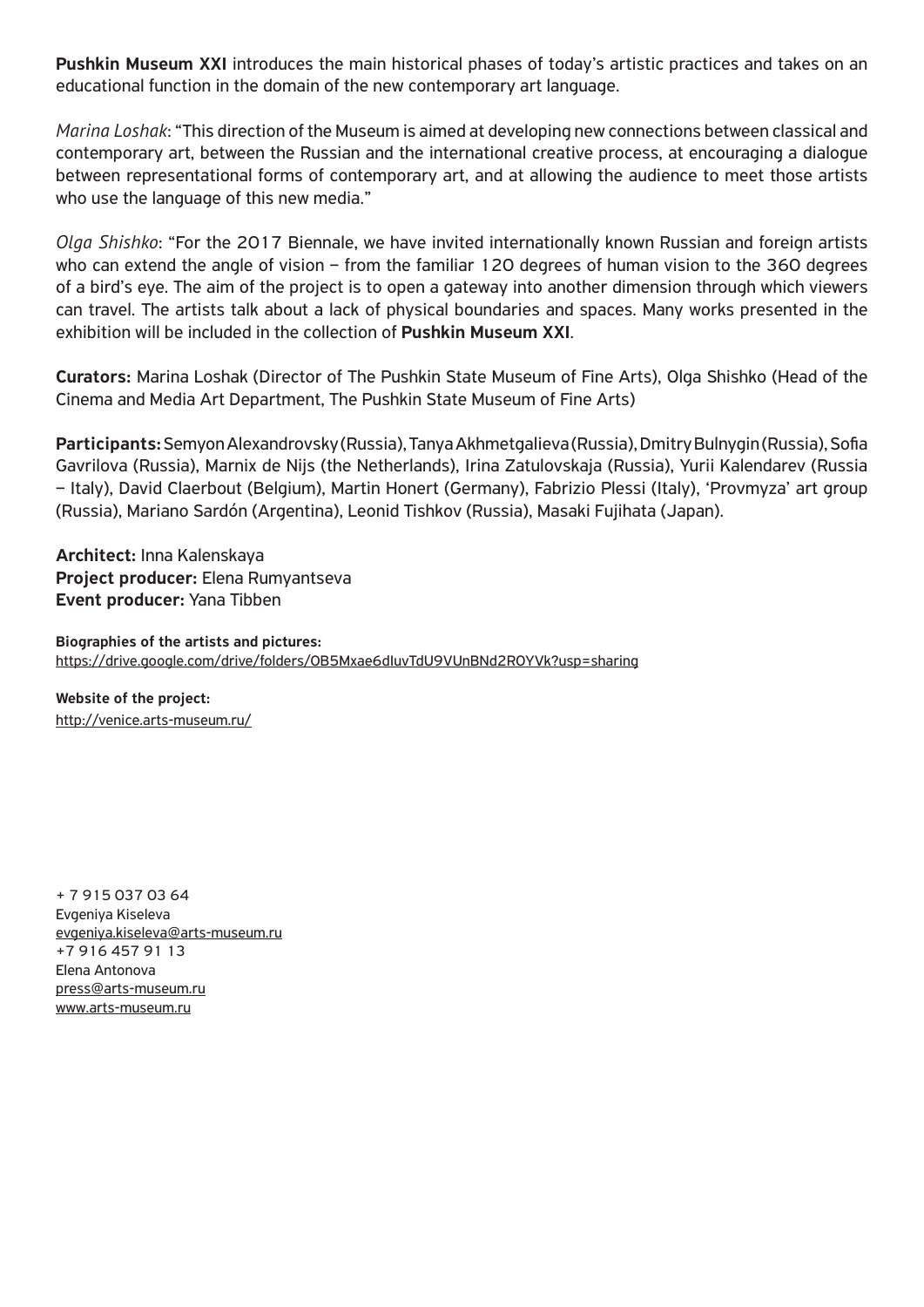**Pushkin Museum XXI** introduces the main historical phases of today's artistic practices and takes on an educational function in the domain of the new contemporary art language.

*Marina Loshak*: "This direction of the Museum is aimed at developing new connections between classical and contemporary art, between the Russian and the international creative process, at encouraging a dialogue between representational forms of contemporary art, and at allowing the audience to meet those artists who use the language of this new media."

*Olga Shishko*: "For the 2017 Biennale, we have invited internationally known Russian and foreign artists who can extend the angle of vision – from the familiar 120 degrees of human vision to the 360 degrees of a bird's eye. The aim of the project is to open a gateway into another dimension through which viewers can travel. The artists talk about a lack of physical boundaries and spaces. Many works presented in the exhibition will be included in the collection of **Pushkin Museum XXI**.

**Curators:** Marina Loshak (Director of The Pushkin State Museum of Fine Arts), Olga Shishko (Head of the Cinema and Media Art Department, The Pushkin State Museum of Fine Arts)

**Participants:** Semyon Alexandrovsky (Russia), Tanya Akhmetgalieva (Russia), Dmitry Bulnygin (Russia), Sofia Gavrilova (Russia), Marnix de Nijs (the Netherlands), Irina Zatulovskaja (Russia), Yurii Kalendarev (Russia – Italy), David Claerbout (Belgium), Martin Honert (Germany), Fabrizio Plessi (Italy), 'Provmyza' art group (Russia), Mariano Sardón (Argentina), Leonid Tishkov (Russia), Masaki Fujihata (Japan).

**Architect:** Inna Kalenskaya
**Project producer:** Elena Rumyantseva
**Event producer:** Yana Tibben

**Biographies of the artists and pictures:**
https://drive.google.com/drive/folders/0B5Mxae6dIuvTdU9VUnBNd2R0YVk?usp=sharing

**Website of the project:**
http://venice.arts-museum.ru/

+ 7 915 037 03 64
Evgeniya Kiseleva
evgeniya.kiseleva@arts-museum.ru
+7 916 457 91 13
Elena Antonova
press@arts-museum.ru
www.arts-museum.ru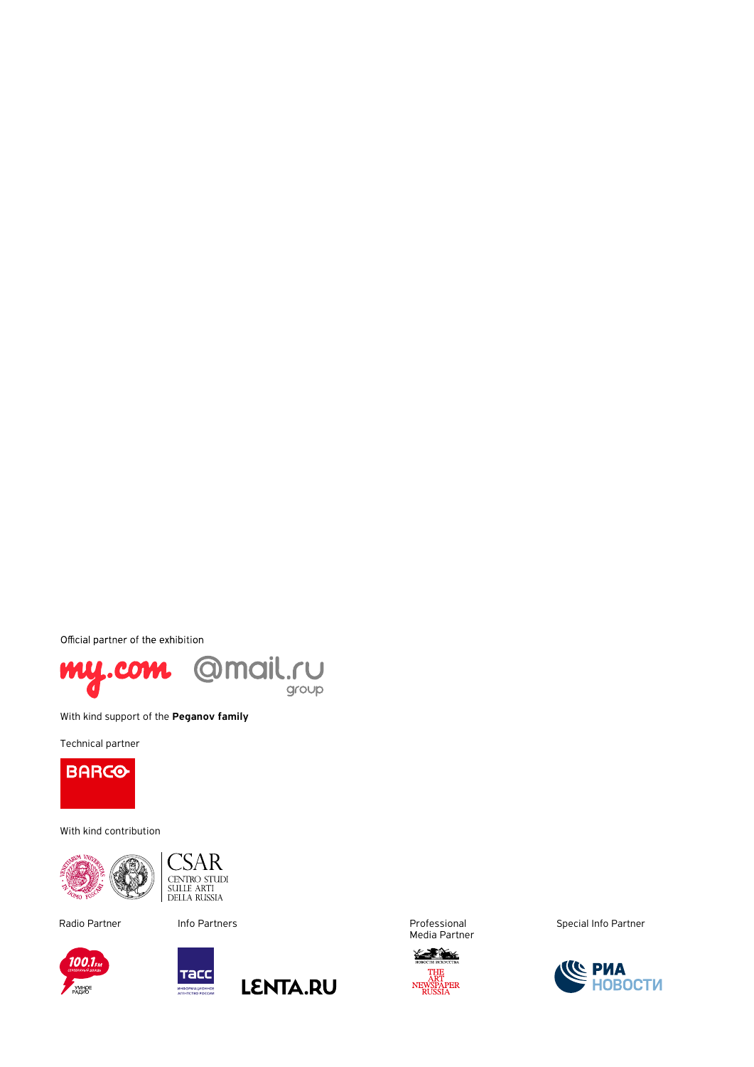Official partner of the exhibition

my.com @mail.ru group

With kind support of the **Peganov family**

Technical partner

BARCO

With kind contribution

CSAR
CENTRO STUDI
SULLE ARTI
DELLA RUSSIA

Radio Partner

Info Partners

Professional Media Partner

Special Info Partner

LENTA.RU

THE ART NEWSPAPER RUSSIA

РИА НОВОСТИ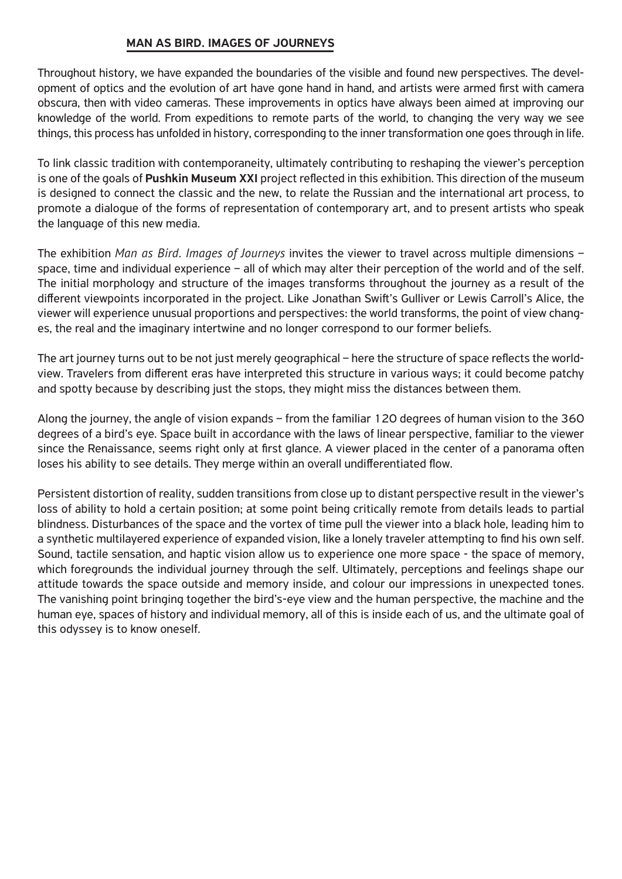## MAN AS BIRD. IMAGES OF JOURNEYS

Throughout history, we have expanded the boundaries of the visible and found new perspectives. The development of optics and the evolution of art have gone hand in hand, and artists were armed first with camera obscura, then with video cameras. These improvements in optics have always been aimed at improving our knowledge of the world. From expeditions to remote parts of the world, to changing the very way we see things, this process has unfolded in history, corresponding to the inner transformation one goes through in life.

To link classic tradition with contemporaneity, ultimately contributing to reshaping the viewer's perception is one of the goals of **Pushkin Museum XXI** project reflected in this exhibition. This direction of the museum is designed to connect the classic and the new, to relate the Russian and the international art process, to promote a dialogue of the forms of representation of contemporary art, and to present artists who speak the language of this new media.

The exhibition *Man as Bird. Images of Journeys* invites the viewer to travel across multiple dimensions – space, time and individual experience – all of which may alter their perception of the world and of the self. The initial morphology and structure of the images transforms throughout the journey as a result of the different viewpoints incorporated in the project. Like Jonathan Swift's Gulliver or Lewis Carroll's Alice, the viewer will experience unusual proportions and perspectives: the world transforms, the point of view changes, the real and the imaginary intertwine and no longer correspond to our former beliefs.

The art journey turns out to be not just merely geographical – here the structure of space reflects the worldview. Travelers from different eras have interpreted this structure in various ways; it could become patchy and spotty because by describing just the stops, they might miss the distances between them.

Along the journey, the angle of vision expands – from the familiar 120 degrees of human vision to the 360 degrees of a bird's eye. Space built in accordance with the laws of linear perspective, familiar to the viewer since the Renaissance, seems right only at first glance. A viewer placed in the center of a panorama often loses his ability to see details. They merge within an overall undifferentiated flow.

Persistent distortion of reality, sudden transitions from close up to distant perspective result in the viewer's loss of ability to hold a certain position; at some point being critically remote from details leads to partial blindness. Disturbances of the space and the vortex of time pull the viewer into a black hole, leading him to a synthetic multilayered experience of expanded vision, like a lonely traveler attempting to find his own self. Sound, tactile sensation, and haptic vision allow us to experience one more space - the space of memory, which foregrounds the individual journey through the self. Ultimately, perceptions and feelings shape our attitude towards the space outside and memory inside, and colour our impressions in unexpected tones. The vanishing point bringing together the bird's-eye view and the human perspective, the machine and the human eye, spaces of history and individual memory, all of this is inside each of us, and the ultimate goal of this odyssey is to know oneself.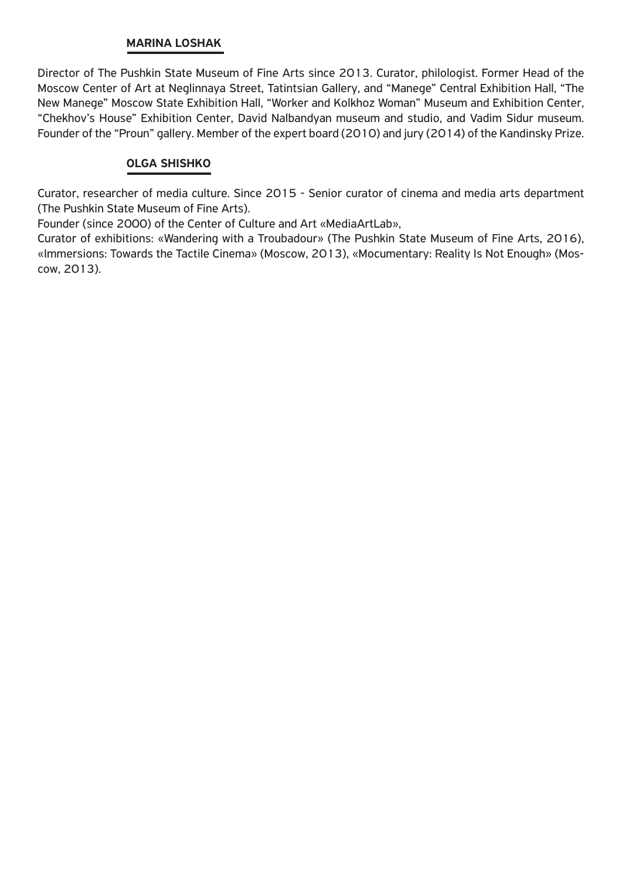## MARINA LOSHAK

Director of The Pushkin State Museum of Fine Arts since 2013. Curator, philologist. Former Head of the Moscow Center of Art at Neglinnaya Street, Tatintsian Gallery, and "Manege" Central Exhibition Hall, "The New Manege" Moscow State Exhibition Hall, "Worker and Kolkhoz Woman" Museum and Exhibition Center, "Chekhov's House" Exhibition Center, David Nalbandyan museum and studio, and Vadim Sidur museum. Founder of the "Proun" gallery. Member of the expert board (2010) and jury (2014) of the Kandinsky Prize.

## OLGA SHISHKO

Curator, researcher of media culture. Since 2015 - Senior curator of cinema and media arts department (The Pushkin State Museum of Fine Arts).

Founder (since 2000) of the Center of Culture and Art «MediaArtLab»,

Curator of exhibitions: «Wandering with a Troubadour» (The Pushkin State Museum of Fine Arts, 2016), «Immersions: Towards the Tactile Cinema» (Moscow, 2013), «Mocumentary: Reality Is Not Enough» (Moscow, 2013).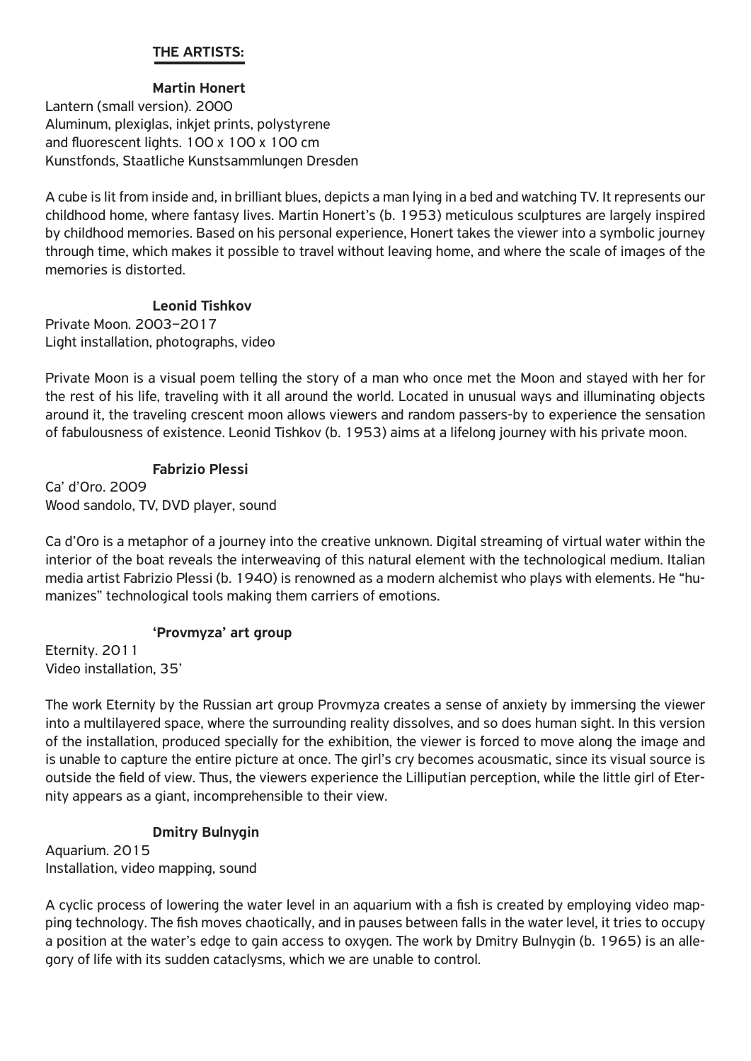## THE ARTISTS:

### Martin Honert

Lantern (small version). 2000
Aluminum, plexiglas, inkjet prints, polystyrene and fluorescent lights. 100 x 100 x 100 cm
Kunstfonds, Staatliche Kunstsammlungen Dresden

A cube is lit from inside and, in brilliant blues, depicts a man lying in a bed and watching TV. It represents our childhood home, where fantasy lives. Martin Honert's (b. 1953) meticulous sculptures are largely inspired by childhood memories. Based on his personal experience, Honert takes the viewer into a symbolic journey through time, which makes it possible to travel without leaving home, and where the scale of images of the memories is distorted.

### Leonid Tishkov

Private Moon. 2003–2017
Light installation, photographs, video

Private Moon is a visual poem telling the story of a man who once met the Moon and stayed with her for the rest of his life, traveling with it all around the world. Located in unusual ways and illuminating objects around it, the traveling crescent moon allows viewers and random passers-by to experience the sensation of fabulousness of existence. Leonid Tishkov (b. 1953) aims at a lifelong journey with his private moon.

### Fabrizio Plessi

Ca' d'Oro. 2009
Wood sandolo, TV, DVD player, sound

Ca d'Oro is a metaphor of a journey into the creative unknown. Digital streaming of virtual water within the interior of the boat reveals the interweaving of this natural element with the technological medium. Italian media artist Fabrizio Plessi (b. 1940) is renowned as a modern alchemist who plays with elements. He "humanizes" technological tools making them carriers of emotions.

### 'Provmyza' art group

Eternity. 2011
Video installation, 35'

The work Eternity by the Russian art group Provmyza creates a sense of anxiety by immersing the viewer into a multilayered space, where the surrounding reality dissolves, and so does human sight. In this version of the installation, produced specially for the exhibition, the viewer is forced to move along the image and is unable to capture the entire picture at once. The girl's cry becomes acousmatic, since its visual source is outside the field of view. Thus, the viewers experience the Lilliputian perception, while the little girl of Eternity appears as a giant, incomprehensible to their view.

### Dmitry Bulnygin

Aquarium. 2015
Installation, video mapping, sound

A cyclic process of lowering the water level in an aquarium with a fish is created by employing video mapping technology. The fish moves chaotically, and in pauses between falls in the water level, it tries to occupy a position at the water's edge to gain access to oxygen. The work by Dmitry Bulnygin (b. 1965) is an allegory of life with its sudden cataclysms, which we are unable to control.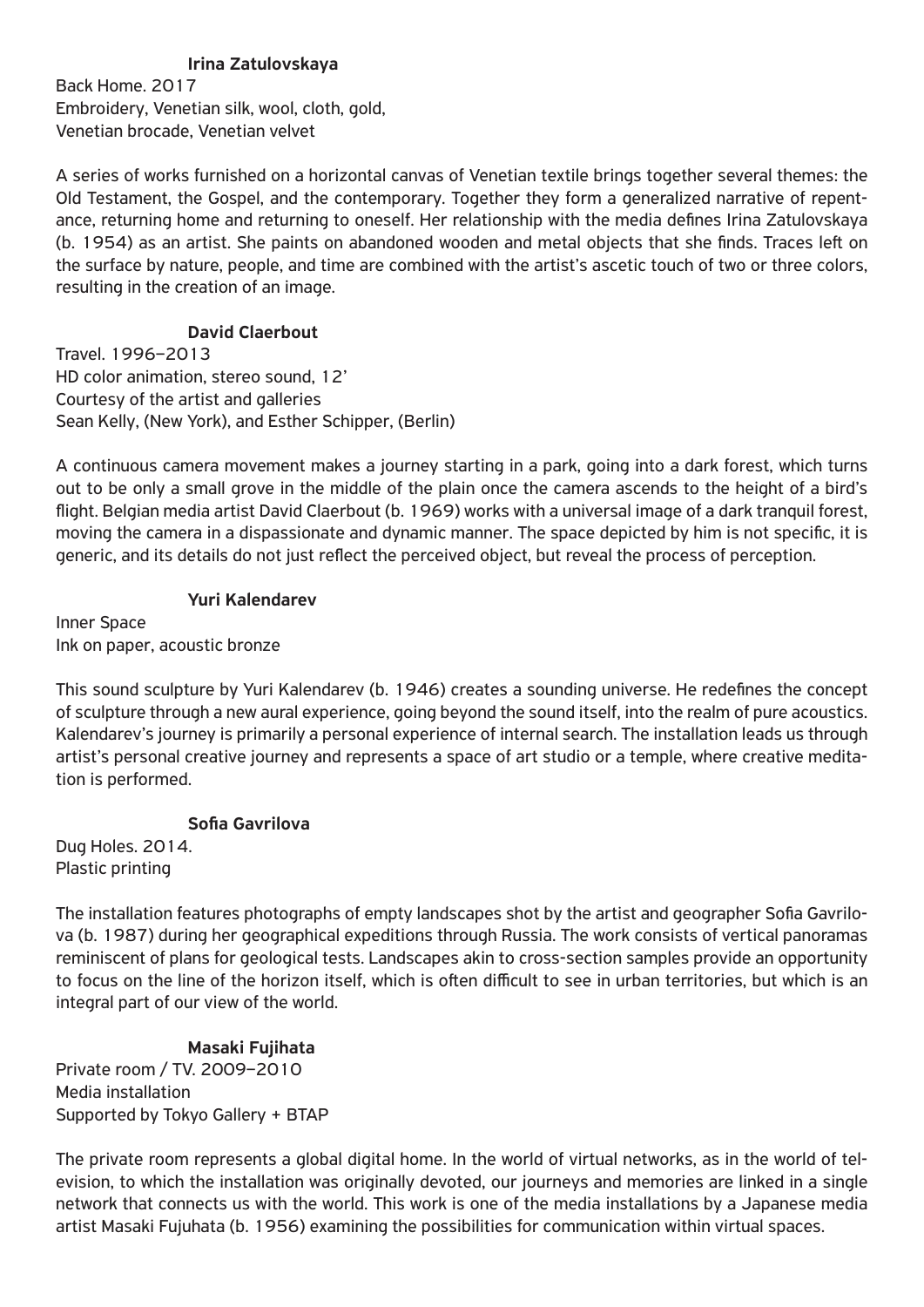### Irina Zatulovskaya

Back Home. 2017
Embroidery, Venetian silk, wool, cloth, gold,
Venetian brocade, Venetian velvet

A series of works furnished on a horizontal canvas of Venetian textile brings together several themes: the Old Testament, the Gospel, and the contemporary. Together they form a generalized narrative of repentance, returning home and returning to oneself. Her relationship with the media defines Irina Zatulovskaya (b. 1954) as an artist. She paints on abandoned wooden and metal objects that she finds. Traces left on the surface by nature, people, and time are combined with the artist's ascetic touch of two or three colors, resulting in the creation of an image.

### David Claerbout

Travel. 1996–2013
HD color animation, stereo sound, 12'
Courtesy of the artist and galleries
Sean Kelly, (New York), and Esther Schipper, (Berlin)

A continuous camera movement makes a journey starting in a park, going into a dark forest, which turns out to be only a small grove in the middle of the plain once the camera ascends to the height of a bird's flight. Belgian media artist David Claerbout (b. 1969) works with a universal image of a dark tranquil forest, moving the camera in a dispassionate and dynamic manner. The space depicted by him is not specific, it is generic, and its details do not just reflect the perceived object, but reveal the process of perception.

### Yuri Kalendarev

Inner Space
Ink on paper, acoustic bronze

This sound sculpture by Yuri Kalendarev (b. 1946) creates a sounding universe. He redefines the concept of sculpture through a new aural experience, going beyond the sound itself, into the realm of pure acoustics. Kalendarev's journey is primarily a personal experience of internal search. The installation leads us through artist's personal creative journey and represents a space of art studio or a temple, where creative meditation is performed.

### Sofia Gavrilova

Dug Holes. 2014.
Plastic printing

The installation features photographs of empty landscapes shot by the artist and geographer Sofia Gavrilova (b. 1987) during her geographical expeditions through Russia. The work consists of vertical panoramas reminiscent of plans for geological tests. Landscapes akin to cross-section samples provide an opportunity to focus on the line of the horizon itself, which is often difficult to see in urban territories, but which is an integral part of our view of the world.

### Masaki Fujihata

Private room / TV. 2009–2010
Media installation
Supported by Tokyo Gallery + BTAP

The private room represents a global digital home. In the world of virtual networks, as in the world of television, to which the installation was originally devoted, our journeys and memories are linked in a single network that connects us with the world. This work is one of the media installations by a Japanese media artist Masaki Fujuhata (b. 1956) examining the possibilities for communication within virtual spaces.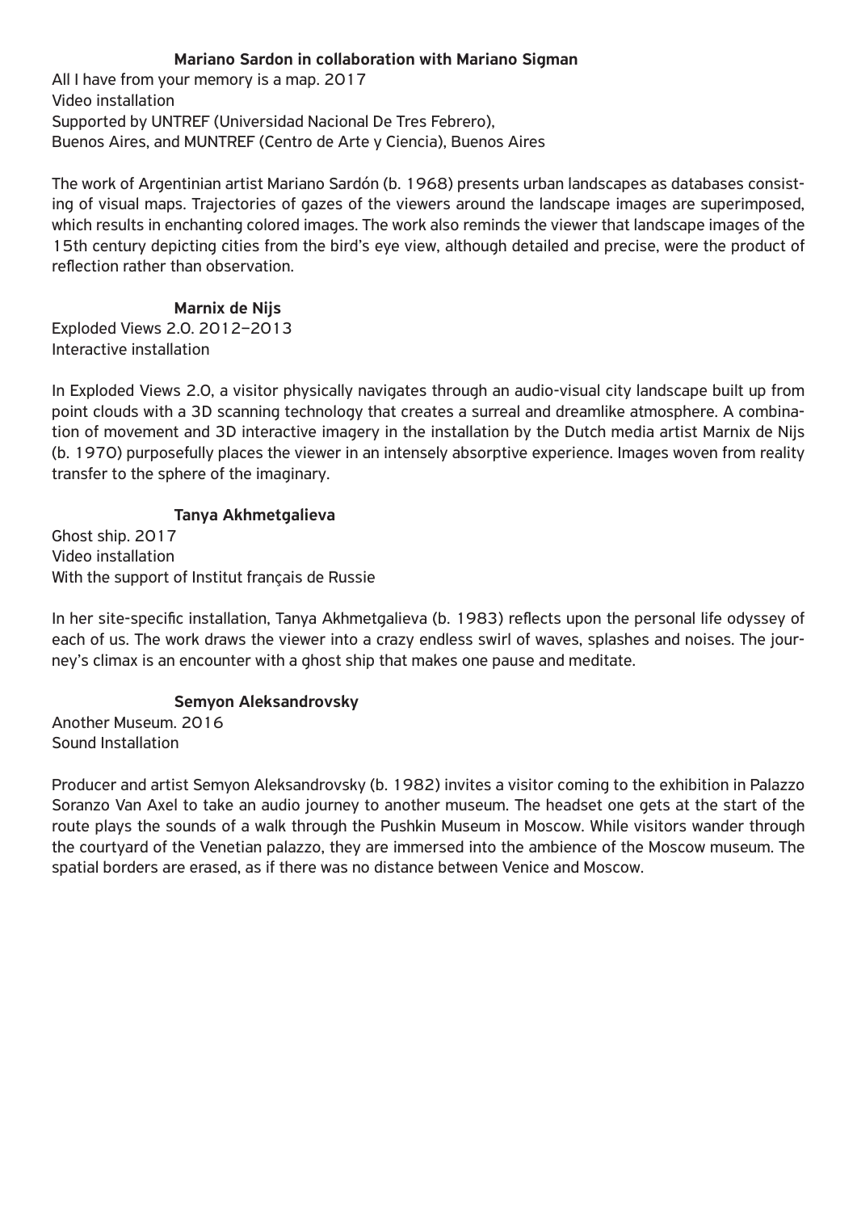**Mariano Sardon in collaboration with Mariano Sigman**

All I have from your memory is a map. 2017
Video installation
Supported by UNTREF (Universidad Nacional De Tres Febrero),
Buenos Aires, and MUNTREF (Centro de Arte y Ciencia), Buenos Aires

The work of Argentinian artist Mariano Sardón (b. 1968) presents urban landscapes as databases consisting of visual maps. Trajectories of gazes of the viewers around the landscape images are superimposed, which results in enchanting colored images. The work also reminds the viewer that landscape images of the 15th century depicting cities from the bird's eye view, although detailed and precise, were the product of reflection rather than observation.

**Marnix de Nijs**

Exploded Views 2.0. 2012–2013
Interactive installation

In Exploded Views 2.0, a visitor physically navigates through an audio-visual city landscape built up from point clouds with a 3D scanning technology that creates a surreal and dreamlike atmosphere. A combination of movement and 3D interactive imagery in the installation by the Dutch media artist Marnix de Nijs (b. 1970) purposefully places the viewer in an intensely absorptive experience. Images woven from reality transfer to the sphere of the imaginary.

**Tanya Akhmetgalieva**

Ghost ship. 2017
Video installation
With the support of Institut français de Russie

In her site-specific installation, Tanya Akhmetgalieva (b. 1983) reflects upon the personal life odyssey of each of us. The work draws the viewer into a crazy endless swirl of waves, splashes and noises. The journey's climax is an encounter with a ghost ship that makes one pause and meditate.

**Semyon Aleksandrovsky**

Another Museum. 2016
Sound Installation

Producer and artist Semyon Aleksandrovsky (b. 1982) invites a visitor coming to the exhibition in Palazzo Soranzo Van Axel to take an audio journey to another museum. The headset one gets at the start of the route plays the sounds of a walk through the Pushkin Museum in Moscow. While visitors wander through the courtyard of the Venetian palazzo, they are immersed into the ambience of the Moscow museum. The spatial borders are erased, as if there was no distance between Venice and Moscow.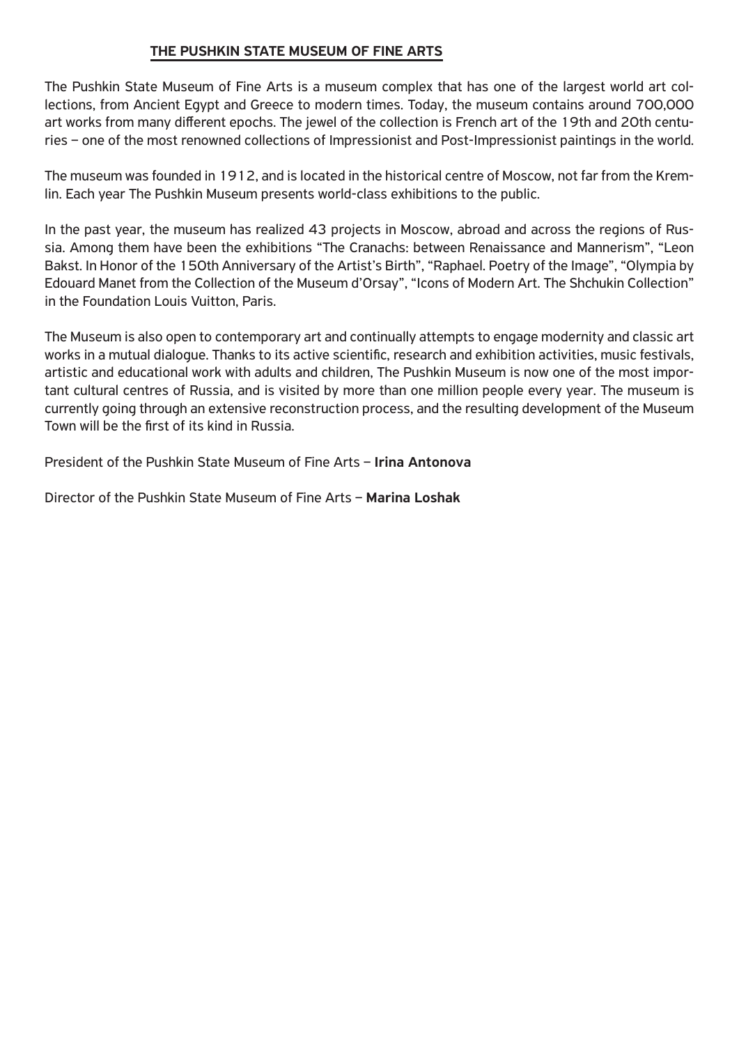## THE PUSHKIN STATE MUSEUM OF FINE ARTS

The Pushkin State Museum of Fine Arts is a museum complex that has one of the largest world art collections, from Ancient Egypt and Greece to modern times. Today, the museum contains around 700,000 art works from many different epochs. The jewel of the collection is French art of the 19th and 20th centuries – one of the most renowned collections of Impressionist and Post-Impressionist paintings in the world.

The museum was founded in 1912, and is located in the historical centre of Moscow, not far from the Kremlin. Each year The Pushkin Museum presents world-class exhibitions to the public.

In the past year, the museum has realized 43 projects in Moscow, abroad and across the regions of Russia. Among them have been the exhibitions "The Cranachs: between Renaissance and Mannerism", "Leon Bakst. In Honor of the 150th Anniversary of the Artist's Birth", "Raphael. Poetry of the Image", "Olympia by Edouard Manet from the Collection of the Museum d'Orsay", "Icons of Modern Art. The Shchukin Collection" in the Foundation Louis Vuitton, Paris.

The Museum is also open to contemporary art and continually attempts to engage modernity and classic art works in a mutual dialogue. Thanks to its active scientific, research and exhibition activities, music festivals, artistic and educational work with adults and children, The Pushkin Museum is now one of the most important cultural centres of Russia, and is visited by more than one million people every year. The museum is currently going through an extensive reconstruction process, and the resulting development of the Museum Town will be the first of its kind in Russia.

President of the Pushkin State Museum of Fine Arts – **Irina Antonova**

Director of the Pushkin State Museum of Fine Arts – **Marina Loshak**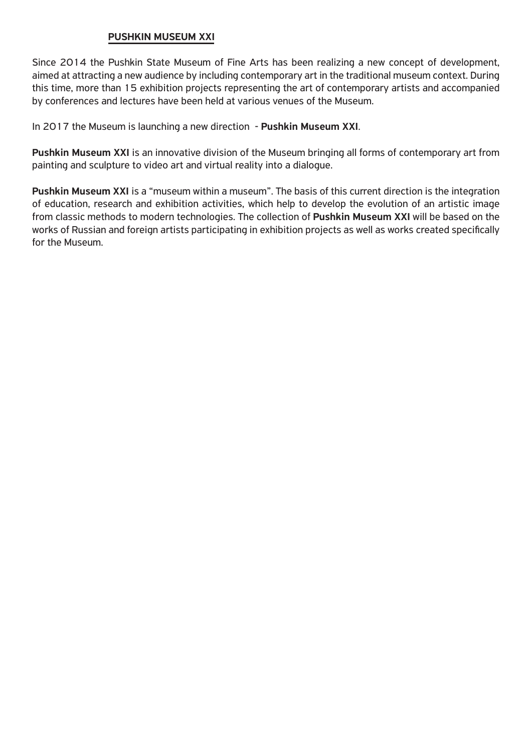## PUSHKIN MUSEUM XXI

Since 2014 the Pushkin State Museum of Fine Arts has been realizing a new concept of development, aimed at attracting a new audience by including contemporary art in the traditional museum context. During this time, more than 15 exhibition projects representing the art of contemporary artists and accompanied by conferences and lectures have been held at various venues of the Museum.

In 2017 the Museum is launching a new direction - **Pushkin Museum XXI**.

**Pushkin Museum XXI** is an innovative division of the Museum bringing all forms of contemporary art from painting and sculpture to video art and virtual reality into a dialogue.

**Pushkin Museum XXI** is a "museum within a museum". The basis of this current direction is the integration of education, research and exhibition activities, which help to develop the evolution of an artistic image from classic methods to modern technologies. The collection of **Pushkin Museum XXI** will be based on the works of Russian and foreign artists participating in exhibition projects as well as works created specifically for the Museum.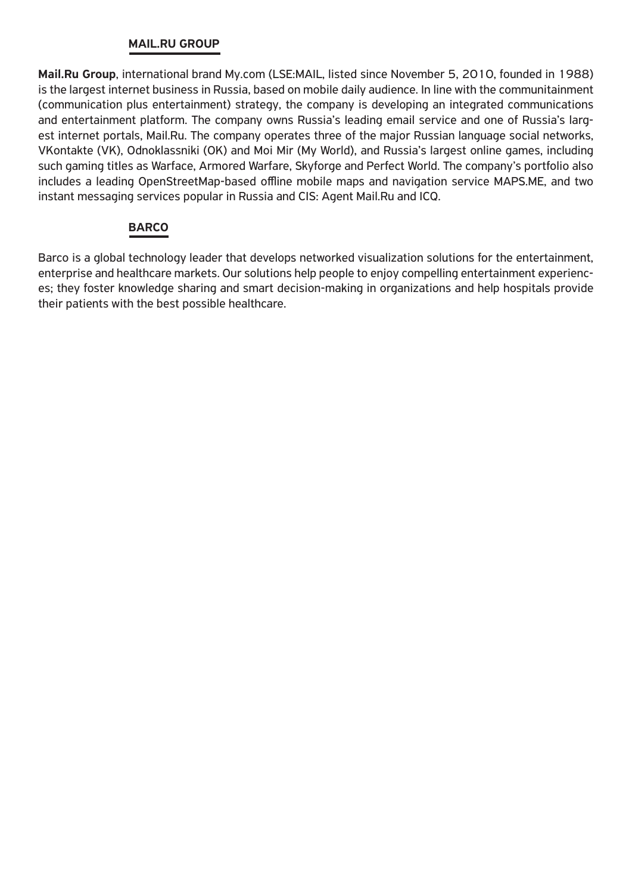## MAIL.RU GROUP

**Mail.Ru Group**, international brand My.com (LSE:MAIL, listed since November 5, 2010, founded in 1988) is the largest internet business in Russia, based on mobile daily audience. In line with the communitainment (communication plus entertainment) strategy, the company is developing an integrated communications and entertainment platform. The company owns Russia's leading email service and one of Russia's largest internet portals, Mail.Ru. The company operates three of the major Russian language social networks, VKontakte (VK), Odnoklassniki (OK) and Moi Mir (My World), and Russia's largest online games, including such gaming titles as Warface, Armored Warfare, Skyforge and Perfect World. The company's portfolio also includes a leading OpenStreetMap-based offline mobile maps and navigation service MAPS.ME, and two instant messaging services popular in Russia and CIS: Agent Mail.Ru and ICQ.

## BARCO

Barco is a global technology leader that develops networked visualization solutions for the entertainment, enterprise and healthcare markets. Our solutions help people to enjoy compelling entertainment experiences; they foster knowledge sharing and smart decision-making in organizations and help hospitals provide their patients with the best possible healthcare.